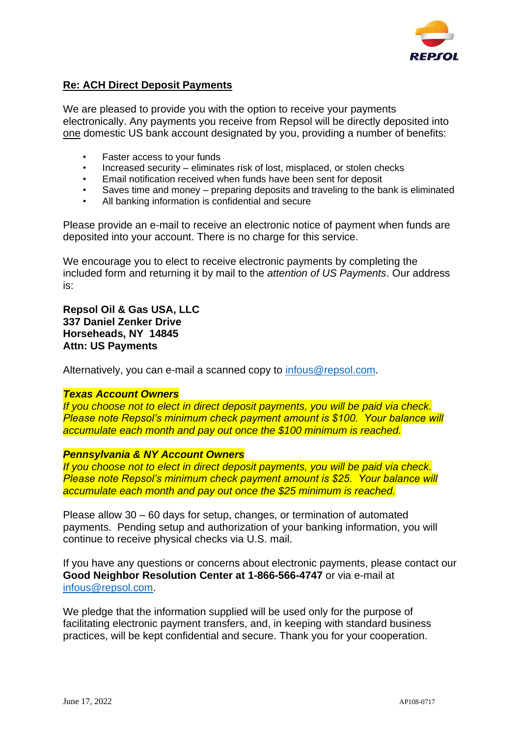REPSOL

## Re: ACH Direct Deposit Payments

We are pleased to provide you with the option to receive your payments electronically. Any payments you receive from Repsol will be directly deposited into one domestic US bank account designated by you, providing a number of benefits:

- Faster access to your funds
- Increased security – eliminates risk of lost, misplaced, or stolen checks
- Email notification received when funds have been sent for deposit
- Saves time and money – preparing deposits and traveling to the bank is eliminated
- All banking information is confidential and secure

Please provide an e-mail to receive an electronic notice of payment when funds are deposited into your account. There is no charge for this service.

We encourage you to elect to receive electronic payments by completing the included form and returning it by mail to the *attention of US Payments*. Our address is:

**Repsol Oil & Gas USA, LLC**
**337 Daniel Zenker Drive**
**Horseheads, NY 14845**
**Attn: US Payments**

Alternatively, you can e-mail a scanned copy to infous@repsol.com.

***Texas Account Owners***
*If you choose not to elect in direct deposit payments, you will be paid via check. Please note Repsol's minimum check payment amount is $100. Your balance will accumulate each month and pay out once the $100 minimum is reached.*

***Pennsylvania & NY Account Owners***
*If you choose not to elect in direct deposit payments, you will be paid via check. Please note Repsol's minimum check payment amount is $25. Your balance will accumulate each month and pay out once the $25 minimum is reached.*

Please allow 30 – 60 days for setup, changes, or termination of automated payments. Pending setup and authorization of your banking information, you will continue to receive physical checks via U.S. mail.

If you have any questions or concerns about electronic payments, please contact our **Good Neighbor Resolution Center at 1-866-566-4747** or via e-mail at infous@repsol.com.

We pledge that the information supplied will be used only for the purpose of facilitating electronic payment transfers, and, in keeping with standard business practices, will be kept confidential and secure. Thank you for your cooperation.

June 17, 2022 AP108-0717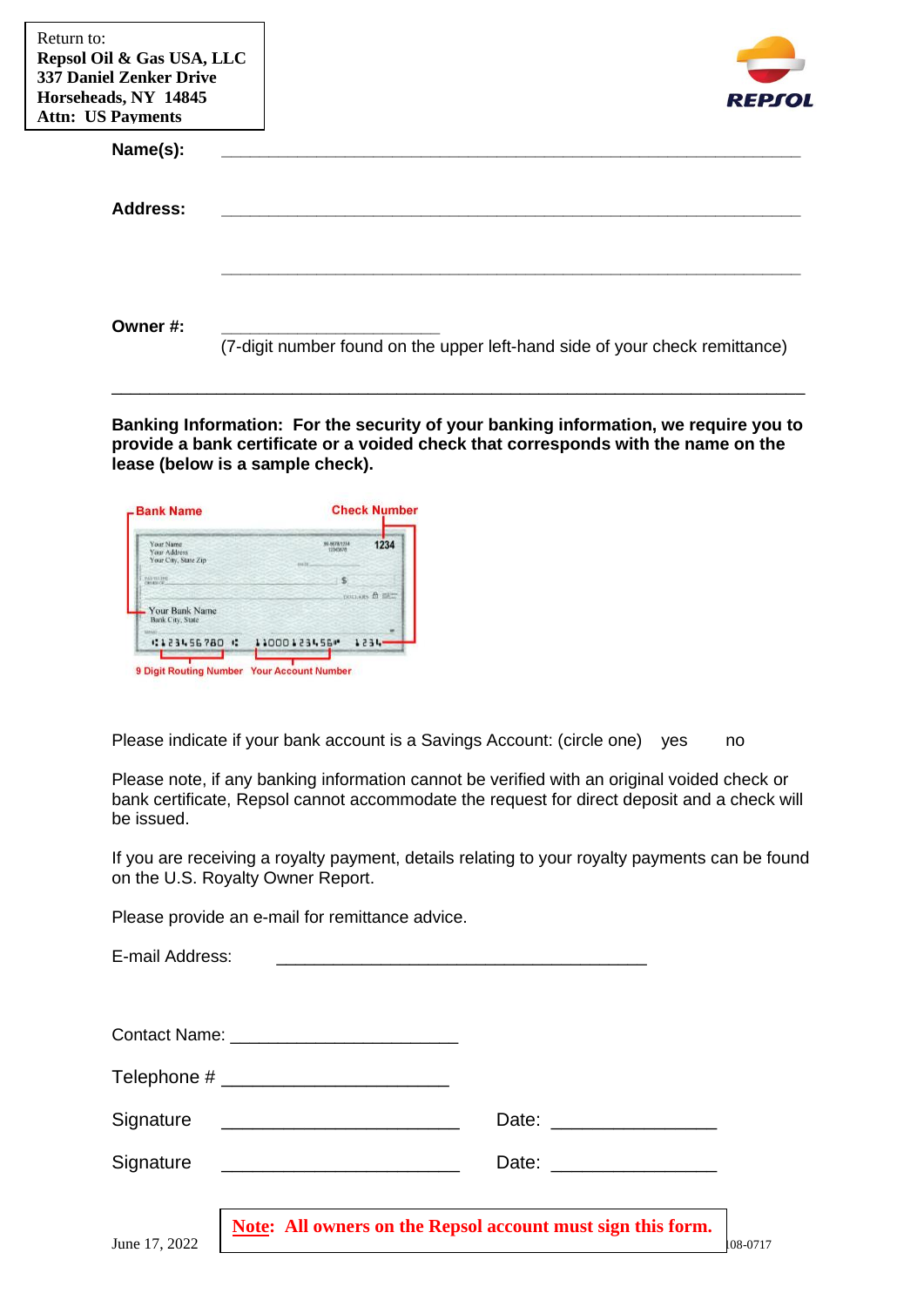Return to:
**Repsol Oil & Gas USA, LLC**
**337 Daniel Zenker Drive**
**Horseheads, NY 14845**
**Attn: US Payments**

REPSOL

**Name(s):** ___________________________________________________________

**Address:** ___________________________________________________________

___________________________________________________________

**Owner #:** ______________________
(7-digit number found on the upper left-hand side of your check remittance)

---

**Banking Information: For the security of your banking information, we require you to provide a bank certificate or a voided check that corresponds with the name on the lease (below is a sample check).**

Bank Name
Check Number
9 Digit Routing Number
Your Account Number

Please indicate if your bank account is a Savings Account: (circle one) yes no

Please note, if any banking information cannot be verified with an original voided check or bank certificate, Repsol cannot accommodate the request for direct deposit and a check will be issued.

If you are receiving a royalty payment, details relating to your royalty payments can be found on the U.S. Royalty Owner Report.

Please provide an e-mail for remittance advice.

E-mail Address: ______________________________________

Contact Name: ______________________

Telephone # ______________________

Signature ______________________ Date: ________________

Signature ______________________ Date: ________________

**Note: All owners on the Repsol account must sign this form.**